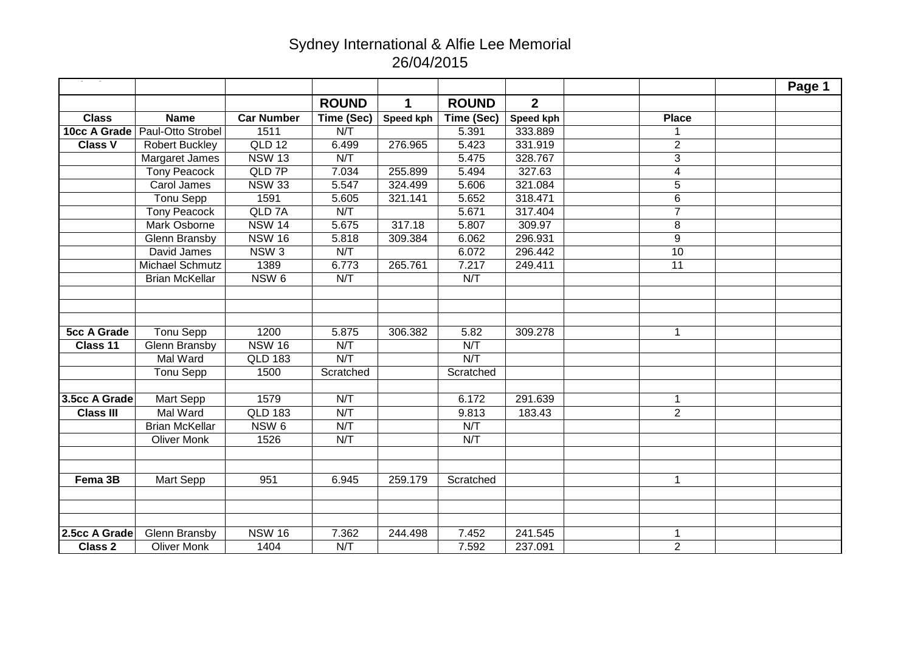# Sydney International & Alfie Lee Memorial

26/04/2015

| | | | | | | | | | | |
|---|---|---|---|---|---|---|---|---|---|---|
| | | | ROUND | 1 | ROUND | 2 | | | | |
| **Class** | **Name** | **Car Number** | **Time (Sec)** | **Speed kph** | **Time (Sec)** | **Speed kph** | | **Place** | | |
| **10cc A Grade** | Paul-Otto Strobel | 1511 | N/T | | 5.391 | 333.889 | | 1 | | |
| **Class V** | Robert Buckley | QLD 12 | 6.499 | 276.965 | 5.423 | 331.919 | | 2 | | |
| | Margaret James | NSW 13 | N/T | | 5.475 | 328.767 | | 3 | | |
| | Tony Peacock | QLD 7P | 7.034 | 255.899 | 5.494 | 327.63 | | 4 | | |
| | Carol James | NSW 33 | 5.547 | 324.499 | 5.606 | 321.084 | | 5 | | |
| | Tonu Sepp | 1591 | 5.605 | 321.141 | 5.652 | 318.471 | | 6 | | |
| | Tony Peacock | QLD 7A | N/T | | 5.671 | 317.404 | | 7 | | |
| | Mark Osborne | NSW 14 | 5.675 | 317.18 | 5.807 | 309.97 | | 8 | | |
| | Glenn Bransby | NSW 16 | 5.818 | 309.384 | 6.062 | 296.931 | | 9 | | |
| | David James | NSW 3 | N/T | | 6.072 | 296.442 | | 10 | | |
| | Michael Schmutz | 1389 | 6.773 | 265.761 | 7.217 | 249.411 | | 11 | | |
| | Brian McKellar | NSW 6 | N/T | | N/T | | | | | |
| | | | | | | | | | | |
| | | | | | | | | | | |
| | | | | | | | | | | |
| **5cc A Grade** | Tonu Sepp | 1200 | 5.875 | 306.382 | 5.82 | 309.278 | | 1 | | |
| **Class 11** | Glenn Bransby | NSW 16 | N/T | | N/T | | | | | |
| | Mal Ward | QLD 183 | N/T | | N/T | | | | | |
| | Tonu Sepp | 1500 | Scratched | | Scratched | | | | | |
| | | | | | | | | | | |
| **3.5cc A Grade** | Mart Sepp | 1579 | N/T | | 6.172 | 291.639 | | 1 | | |
| **Class III** | Mal Ward | QLD 183 | N/T | | 9.813 | 183.43 | | 2 | | |
| | Brian McKellar | NSW 6 | N/T | | N/T | | | | | |
| | Oliver Monk | 1526 | N/T | | N/T | | | | | |
| | | | | | | | | | | |
| | | | | | | | | | | |
| **Fema 3B** | Mart Sepp | 951 | 6.945 | 259.179 | Scratched | | | 1 | | |
| | | | | | | | | | | |
| | | | | | | | | | | |
| | | | | | | | | | | |
| **2.5cc A Grade** | Glenn Bransby | NSW 16 | 7.362 | 244.498 | 7.452 | 241.545 | | 1 | | |
| **Class 2** | Oliver Monk | 1404 | N/T | | 7.592 | 237.091 | | 2 | | |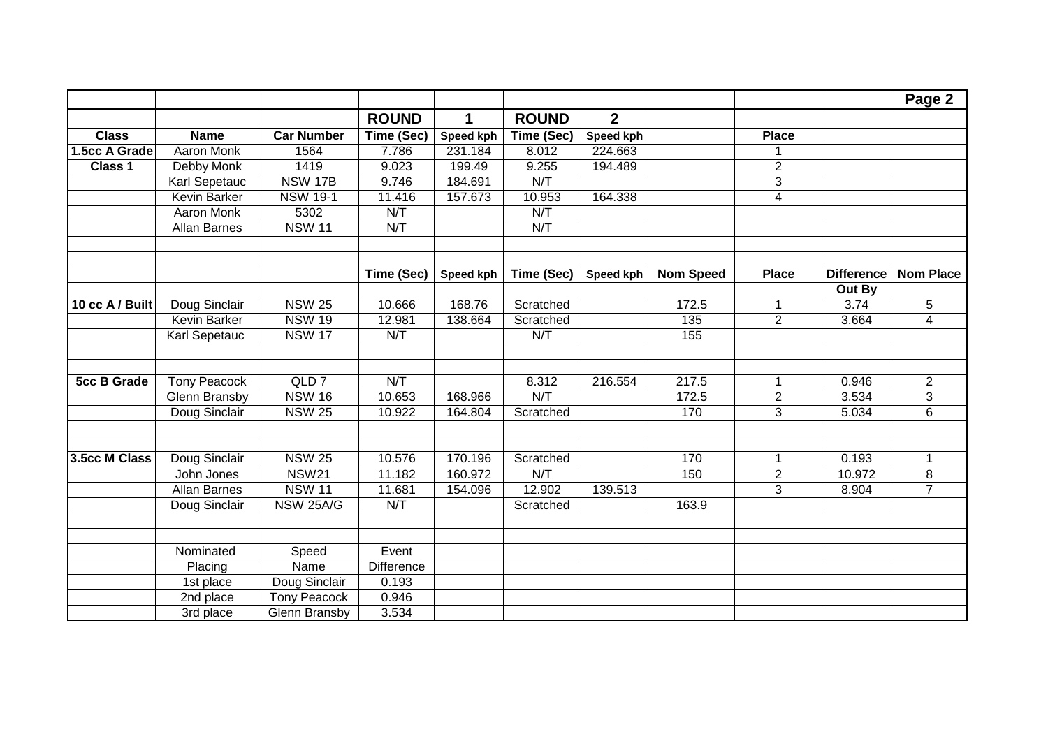| | | | | | | | | | | Page 2 |
|---|---|---|---|---|---|---|---|---|---|---|
| | | | ROUND | 1 | ROUND | 2 | | | | |
| Class | Name | Car Number | Time (Sec) | Speed kph | Time (Sec) | Speed kph | | Place | | |
| 1.5cc A Grade | Aaron Monk | 1564 | 7.786 | 231.184 | 8.012 | 224.663 | | 1 | | |
| Class 1 | Debby Monk | 1419 | 9.023 | 199.49 | 9.255 | 194.489 | | 2 | | |
| | Karl Sepetauc | NSW 17B | 9.746 | 184.691 | N/T | | | 3 | | |
| | Kevin Barker | NSW 19-1 | 11.416 | 157.673 | 10.953 | 164.338 | | 4 | | |
| | Aaron Monk | 5302 | N/T | | N/T | | | | | |
| | Allan Barnes | NSW 11 | N/T | | N/T | | | | | |
| | | | | | | | | | | |
| | | | | | | | | | | |
| | | | Time (Sec) | Speed kph | Time (Sec) | Speed kph | Nom Speed | Place | Difference | Nom Place |
| | | | | | | | | | Out By | |
| 10 cc A / Built | Doug Sinclair | NSW 25 | 10.666 | 168.76 | Scratched | | 172.5 | 1 | 3.74 | 5 |
| | Kevin Barker | NSW 19 | 12.981 | 138.664 | Scratched | | 135 | 2 | 3.664 | 4 |
| | Karl Sepetauc | NSW 17 | N/T | | N/T | | 155 | | | |
| | | | | | | | | | | |
| | | | | | | | | | | |
| 5cc B Grade | Tony Peacock | QLD 7 | N/T | | 8.312 | 216.554 | 217.5 | 1 | 0.946 | 2 |
| | Glenn Bransby | NSW 16 | 10.653 | 168.966 | N/T | | 172.5 | 2 | 3.534 | 3 |
| | Doug Sinclair | NSW 25 | 10.922 | 164.804 | Scratched | | 170 | 3 | 5.034 | 6 |
| | | | | | | | | | | |
| | | | | | | | | | | |
| 3.5cc M Class | Doug Sinclair | NSW 25 | 10.576 | 170.196 | Scratched | | 170 | 1 | 0.193 | 1 |
| | John Jones | NSW21 | 11.182 | 160.972 | N/T | | 150 | 2 | 10.972 | 8 |
| | Allan Barnes | NSW 11 | 11.681 | 154.096 | 12.902 | 139.513 | | 3 | 8.904 | 7 |
| | Doug Sinclair | NSW 25A/G | N/T | | Scratched | | 163.9 | | | |
| | | | | | | | | | | |
| | | | | | | | | | | |
| | Nominated | Speed | Event | | | | | | | |
| | Placing | Name | Difference | | | | | | | |
| | 1st place | Doug Sinclair | 0.193 | | | | | | | |
| | 2nd place | Tony Peacock | 0.946 | | | | | | | |
| | 3rd place | Glenn Bransby | 3.534 | | | | | | | |